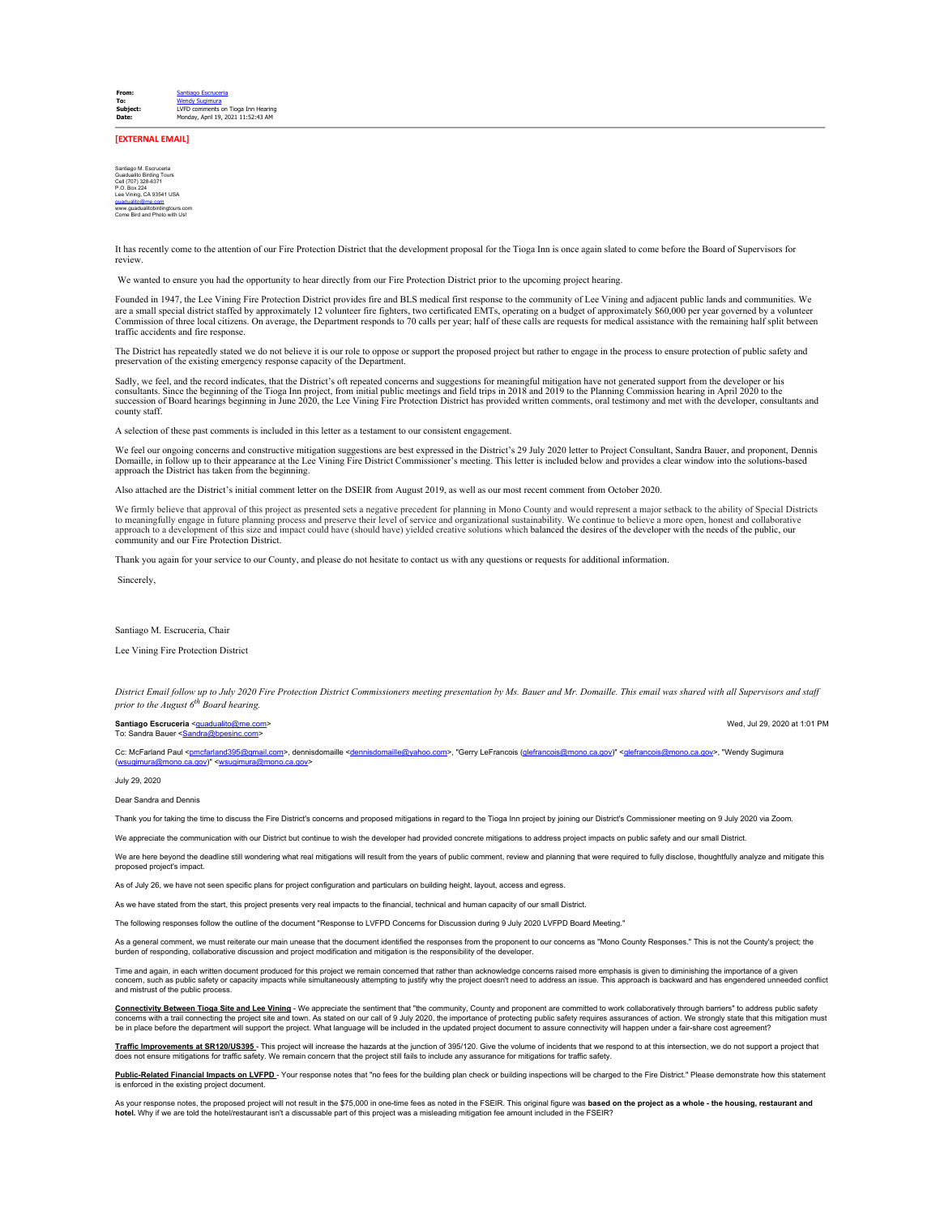**From:** Santiago Escruceria
**To:** Wendy Sugimura
**Subject:** LVFD comments on Tioga Inn Hearing
**Date:** Monday, April 19, 2021 11:52:43 AM

**[EXTERNAL EMAIL]**

Santiago M. Escruceria
Guadualito Birding Tours
Cell (707) 328-6371
P.O. Box 224
Lee Vining, CA 93541 USA
guadualito@me.com
www.guadualitobirdingtours.com
Come Bird and Photo with Us!

It has recently come to the attention of our Fire Protection District that the development proposal for the Tioga Inn is once again slated to come before the Board of Supervisors for review.

We wanted to ensure you had the opportunity to hear directly from our Fire Protection District prior to the upcoming project hearing.

Founded in 1947, the Lee Vining Fire Protection District provides fire and BLS medical first response to the community of Lee Vining and adjacent public lands and communities. We are a small special district staffed by approximately 12 volunteer fire fighters, two certificated EMTs, operating on a budget of approximately $60,000 per year governed by a volunteer Commission of three local citizens. On average, the Department responds to 70 calls per year; half of these calls are requests for medical assistance with the remaining half split between traffic accidents and fire response.

The District has repeatedly stated we do not believe it is our role to oppose or support the proposed project but rather to engage in the process to ensure protection of public safety and preservation of the existing emergency response capacity of the Department.

Sadly, we feel, and the record indicates, that the District's oft repeated concerns and suggestions for meaningful mitigation have not generated support from the developer or his consultants. Since the beginning of the Tioga Inn project, from initial public meetings and field trips in 2018 and 2019 to the Planning Commission hearing in April 2020 to the succession of Board hearings beginning in June 2020, the Lee Vining Fire Protection District has provided written comments, oral testimony and met with the developer, consultants and county staff.

A selection of these past comments is included in this letter as a testament to our consistent engagement.

We feel our ongoing concerns and constructive mitigation suggestions are best expressed in the District's 29 July 2020 letter to Project Consultant, Sandra Bauer, and proponent, Dennis Domaille, in follow up to their appearance at the Lee Vining Fire District Commissioner's meeting. This letter is included below and provides a clear window into the solutions-based approach the District has taken from the beginning.

Also attached are the District's initial comment letter on the DSEIR from August 2019, as well as our most recent comment from October 2020.

We firmly believe that approval of this project as presented sets a negative precedent for planning in Mono County and would represent a major setback to the ability of Special Districts to meaningfully engage in future planning process and preserve their level of service and organizational sustainability. We continue to believe a more open, honest and collaborative approach to a development of this size and impact could have (should have) yielded creative solutions which balanced the desires of the developer with the needs of the public, our community and our Fire Protection District.

Thank you again for your service to our County, and please do not hesitate to contact us with any questions or requests for additional information.

Sincerely,

Santiago M. Escruceria, Chair

Lee Vining Fire Protection District

*District Email follow up to July 2020 Fire Protection District Commissioners meeting presentation by Ms. Bauer and Mr. Domaille. This email was shared with all Supervisors and staff prior to the August 6th Board hearing.*

**Santiago Escruceria** <guadualito@me.com> Wed, Jul 29, 2020 at 1:01 PM
To: Sandra Bauer <Sandra@bpesinc.com>

Cc: McFarland Paul <pmcfarland395@gmail.com>, dennisdomaille <dennisdomaille@yahoo.com>, "Gerry LeFrancois (glefrancois@mono.ca.gov)" <glefrancois@mono.ca.gov>, "Wendy Sugimura (wsugimura@mono.ca.gov)" <wsugimura@mono.ca.gov>

July 29, 2020

Dear Sandra and Dennis

Thank you for taking the time to discuss the Fire District's concerns and proposed mitigations in regard to the Tioga Inn project by joining our District's Commissioner meeting on 9 July 2020 via Zoom.

We appreciate the communication with our District but continue to wish the developer had provided concrete mitigations to address project impacts on public safety and our small District.

We are here beyond the deadline still wondering what real mitigations will result from the years of public comment, review and planning that were required to fully disclose, thoughtfully analyze and mitigate this proposed project's impact.

As of July 26, we have not seen specific plans for project configuration and particulars on building height, layout, access and egress.

As we have stated from the start, this project presents very real impacts to the financial, technical and human capacity of our small District.

The following responses follow the outline of the document "Response to LVFPD Concerns for Discussion during 9 July 2020 LVFPD Board Meeting."

As a general comment, we must reiterate our main unease that the document identified the responses from the proponent to our concerns as "Mono County Responses." This is not the County's project; the burden of responding, collaborative discussion and project modification and mitigation is the responsibility of the developer.

Time and again, in each written document produced for this project we remain concerned that rather than acknowledge concerns raised more emphasis is given to diminishing the importance of a given concern, such as public safety or capacity impacts while simultaneously attempting to justify why the project doesn't need to address an issue. This approach is backward and has engendered unneeded conflict and mistrust of the public process.

**Connectivity Between Tioga Site and Lee Vining** - We appreciate the sentiment that "the community, County and proponent are committed to work collaboratively through barriers" to address public safety concerns with a trail connecting the project site and town. As stated on our call of 9 July 2020, the importance of protecting public safety requires assurances of action. We strongly state that this mitigation must be in place before the department will support the project. What language will be included in the updated project document to assure connectivity will happen under a fair-share cost agreement?

**Traffic Improvements at SR120/US395** - This project will increase the hazards at the junction of 395/120. Give the volume of incidents that we respond to at this intersection, we do not support a project that does not ensure mitigations for traffic safety. We remain concern that the project still fails to include any assurance for mitigations for traffic safety.

**Public-Related Financial Impacts on LVFPD** - Your response notes that "no fees for the building plan check or building inspections will be charged to the Fire District." Please demonstrate how this statement is enforced in the existing project document.

As your response notes, the proposed project will not result in the $75,000 in one-time fees as noted in the FSEIR. This original figure was **based on the project as a whole - the housing, restaurant and hotel.** Why if we are told the hotel/restaurant isn't a discussable part of this project was a misleading mitigation fee amount included in the FSEIR?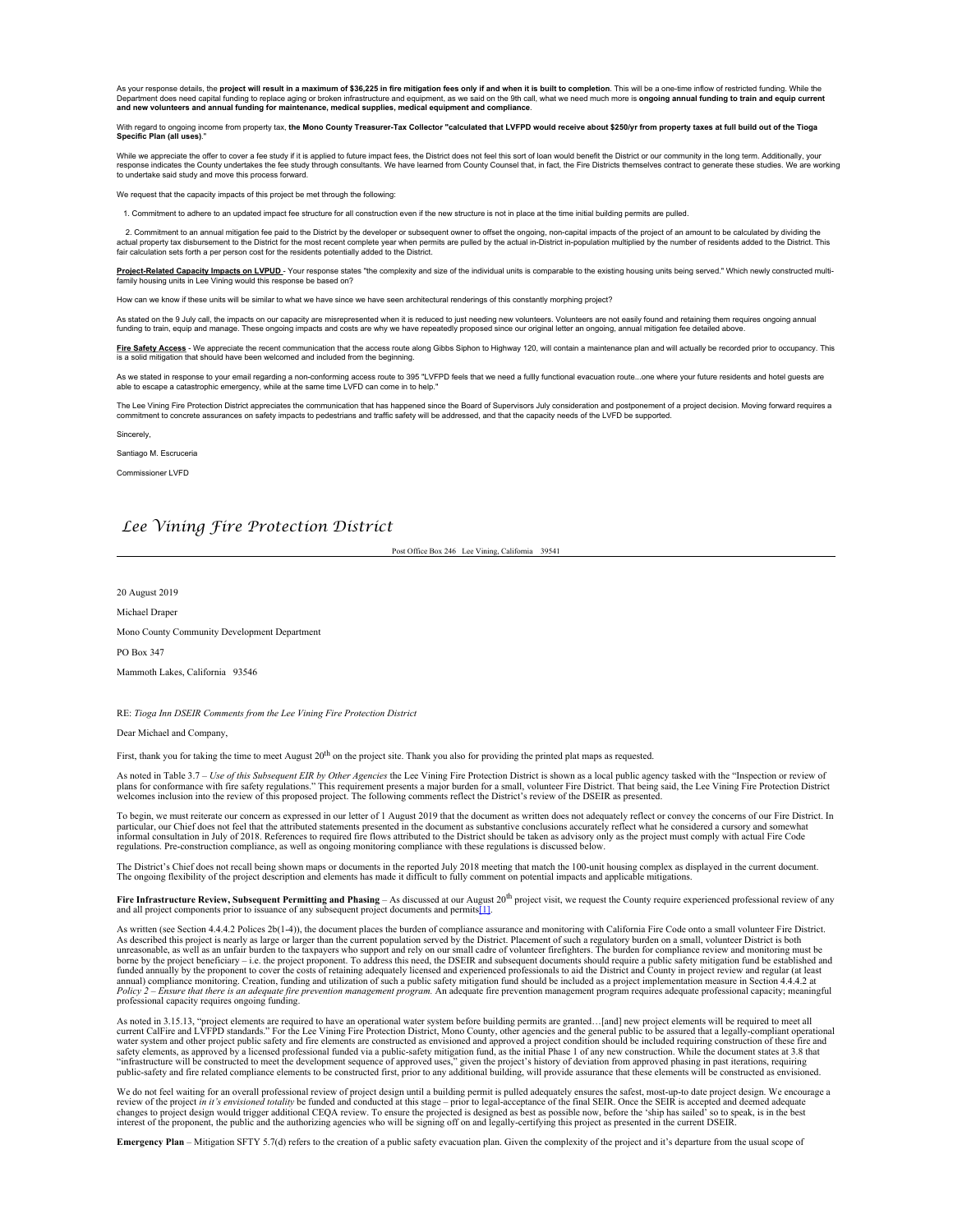As your response details, the **project will result in a maximum of $36,225 in fire mitigation fees only if and when it is built to completion**. This will be a one-time inflow of restricted funding. While the Department does need capital funding to replace aging or broken infrastructure and equipment, as we said on the 9th call, what we need much more is **ongoing annual funding to train and equip current and new volunteers and annual funding for maintenance, medical supplies, medical equipment and compliance**.

With regard to ongoing income from property tax, **the Mono County Treasurer-Tax Collector "calculated that LVFPD would receive about $250/yr from property taxes at full build out of the Tioga Specific Plan (all uses)**."

While we appreciate the offer to cover a fee study if it is applied to future impact fees, the District does not feel this sort of loan would benefit the District or our community in the long term. Additionally, your response indicates the County undertakes the fee study through consultants. We have learned from County Counsel that, in fact, the Fire Districts themselves contract to generate these studies. We are working to undertake said study and move this process forward.

We request that the capacity impacts of this project be met through the following:

1. Commitment to adhere to an updated impact fee structure for all construction even if the new structure is not in place at the time initial building permits are pulled.

2. Commitment to an annual mitigation fee paid to the District by the developer or subsequent owner to offset the ongoing, non-capital impacts of the project of an amount to be calculated by dividing the actual property tax disbursement to the District for the most recent complete year when permits are pulled by the actual in-District in-population multiplied by the number of residents added to the District. This fair calculation sets forth a per person cost for the residents potentially added to the District.

**Project-Related Capacity Impacts on LVPUD** - Your response states "the complexity and size of the individual units is comparable to the existing housing units being served." Which newly constructed multi-family housing units in Lee Vining would this response be based on?

How can we know if these units will be similar to what we have since we have seen architectural renderings of this constantly morphing project?

As stated on the 9 July call, the impacts on our capacity are misrepresented when it is reduced to just needing new volunteers. Volunteers are not easily found and retaining them requires ongoing annual funding to train, equip and manage. These ongoing impacts and costs are why we have repeatedly proposed since our original letter an ongoing, annual mitigation fee detailed above.

**Fire Safety Access** - We appreciate the recent communication that the access route along Gibbs Siphon to Highway 120, will contain a maintenance plan and will actually be recorded prior to occupancy. This is a solid mitigation that should have been welcomed and included from the beginning.

As we stated in response to your email regarding a non-conforming access route to 395 "LVFPD feels that we need a fullly functional evacuation route...one where your future residents and hotel guests are able to escape a catastrophic emergency, while at the same time LVFD can come in to help."

The Lee Vining Fire Protection District appreciates the communication that has happened since the Board of Supervisors July consideration and postponement of a project decision. Moving forward requires a commitment to concrete assurances on safety impacts to pedestrians and traffic safety will be addressed, and that the capacity needs of the LVFD be supported.

Sincerely,

Santiago M. Escruceria

Commissioner LVFD

# *Lee Vining Fire Protection District*

Post Office Box 246 Lee Vining, California 39541

20 August 2019

Michael Draper

Mono County Community Development Department

PO Box 347

Mammoth Lakes, California 93546

RE: *Tioga Inn DSEIR Comments from the Lee Vining Fire Protection District*

Dear Michael and Company,

First, thank you for taking the time to meet August 20th on the project site. Thank you also for providing the printed plat maps as requested.

As noted in Table 3.7 – *Use of this Subsequent EIR by Other Agencies* the Lee Vining Fire Protection District is shown as a local public agency tasked with the "Inspection or review of plans for conformance with fire safety regulations." This requirement presents a major burden for a small, volunteer Fire District. That being said, the Lee Vining Fire Protection District welcomes inclusion into the review of this proposed project. The following comments reflect the District's review of the DSEIR as presented.

To begin, we must reiterate our concern as expressed in our letter of 1 August 2019 that the document as written does not adequately reflect or convey the concerns of our Fire District. In particular, our Chief does not feel that the attributed statements presented in the document as substantive conclusions accurately reflect what he considered a cursory and somewhat informal consultation in July of 2018. References to required fire flows attributed to the District should be taken as advisory only as the project must comply with actual Fire Code regulations. Pre-construction compliance, as well as ongoing monitoring compliance with these regulations is discussed below.

The District's Chief does not recall being shown maps or documents in the reported July 2018 meeting that match the 100-unit housing complex as displayed in the current document. The ongoing flexibility of the project description and elements has made it difficult to fully comment on potential impacts and applicable mitigations.

**Fire Infrastructure Review, Subsequent Permitting and Phasing** – As discussed at our August 20th project visit, we request the County require experienced professional review of any and all project components prior to issuance of any subsequent project documents and permits[1].

As written (see Section 4.4.4.2 Polices 2b(1-4)), the document places the burden of compliance assurance and monitoring with California Fire Code onto a small volunteer Fire District. As described this project is nearly as large or larger than the current population served by the District. Placement of such a regulatory burden on a small, volunteer District is both unreasonable, as well as an unfair burden to the taxpayers who support and rely on our small cadre of volunteer firefighters. The burden for compliance review and monitoring must be borne by the project beneficiary – i.e. the project proponent. To address this need, the DSEIR and subsequent documents should require a public safety mitigation fund be established and funded annually by the proponent to cover the costs of retaining adequately licensed and experienced professionals to aid the District and County in project review and regular (at least annual) compliance monitoring. Creation, funding and utilization of such a public safety mitigation fund should be included as a project implementation measure in Section 4.4.4.2 at *Policy 2 – Ensure that there is an adequate fire prevention management program.* An adequate fire prevention management program requires adequate professional capacity; meaningful professional capacity requires ongoing funding.

As noted in 3.15.13, "project elements are required to have an operational water system before building permits are granted…[and] new project elements will be required to meet all current CalFire and LVFPD standards." For the Lee Vining Fire Protection District, Mono County, other agencies and the general public to be assured that a legally-compliant operational water system and other project public safety and fire elements are constructed as envisioned and approved a project condition should be included requiring construction of these fire and safety elements, as approved by a licensed professional funded via a public-safety mitigation fund, as the initial Phase 1 of any new construction. While the document states at 3.8 that "infrastructure will be constructed to meet the development sequence of approved uses," given the project's history of deviation from approved phasing in past iterations, requiring public-safety and fire related compliance elements to be constructed first, prior to any additional building, will provide assurance that these elements will be constructed as envisioned.

We do not feel waiting for an overall professional review of project design until a building permit is pulled adequately ensures the safest, most-up-to date project design. We encourage a review of the project *in it's envisioned totality* be funded and conducted at this stage – prior to legal-acceptance of the final SEIR. Once the SEIR is accepted and deemed adequate changes to project design would trigger additional CEQA review. To ensure the projected is designed as best as possible now, before the 'ship has sailed' so to speak, is in the best interest of the proponent, the public and the authorizing agencies who will be signing off on and legally-certifying this project as presented in the current DSEIR.

**Emergency Plan** – Mitigation SFTY 5.7(d) refers to the creation of a public safety evacuation plan. Given the complexity of the project and it's departure from the usual scope of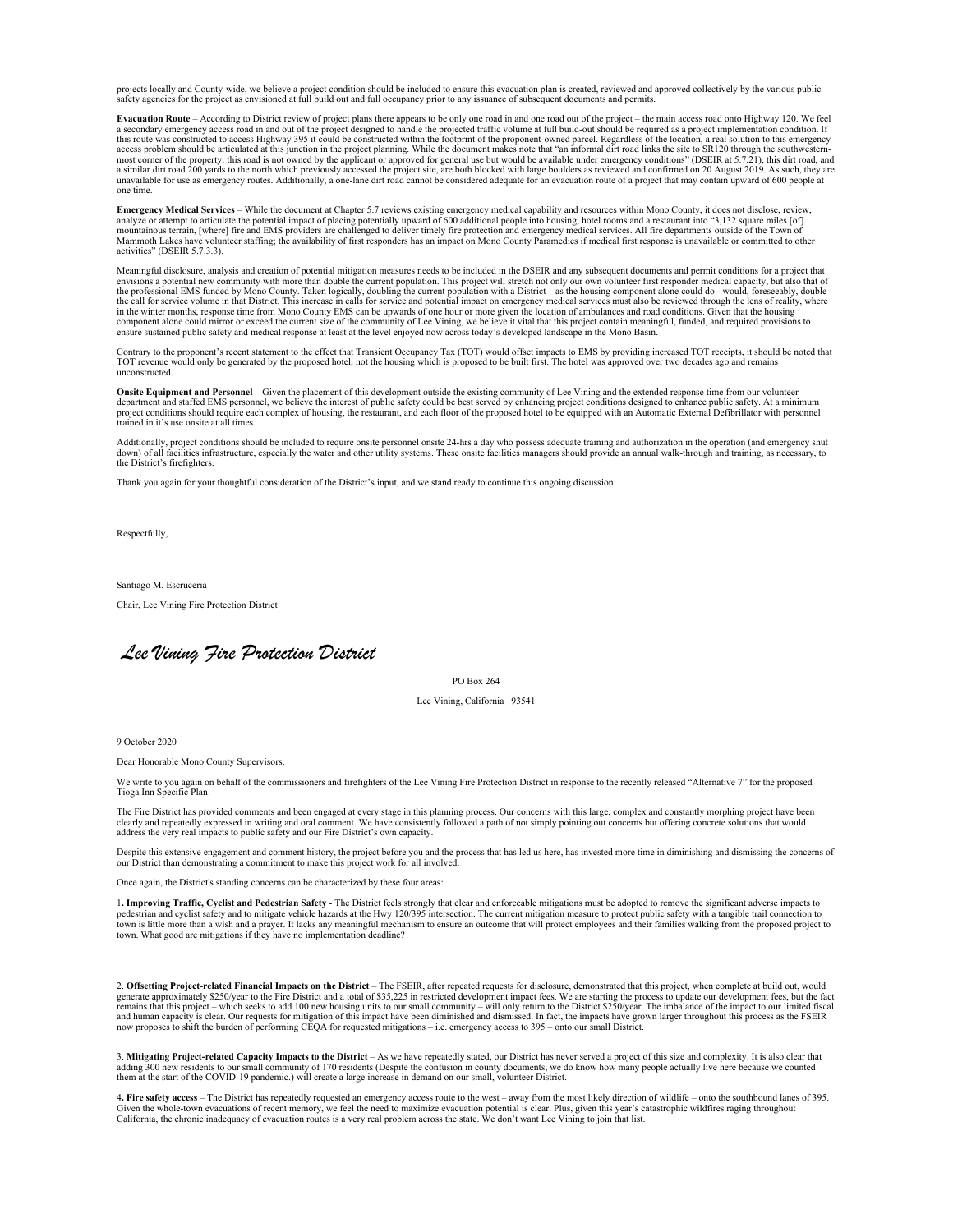projects locally and County-wide, we believe a project condition should be included to ensure this evacuation plan is created, reviewed and approved collectively by the various public safety agencies for the project as envisioned at full build out and full occupancy prior to any issuance of subsequent documents and permits.

**Evacuation Route** – According to District review of project plans there appears to be only one road in and one road out of the project – the main access road onto Highway 120. We feel a secondary emergency access road in and out of the project designed to handle the projected traffic volume at full build-out should be required as a project implementation condition. If this route was constructed to access Highway 395 it could be constructed within the footprint of the proponent-owned parcel. Regardless of the location, a real solution to this emergency access problem should be articulated at this junction in the project planning. While the document makes note that "an informal dirt road links the site to SR120 through the southwestern-most corner of the property; this road is not owned by the applicant or approved for general use but would be available under emergency conditions" (DSEIR at 5.7.21), this dirt road, and a similar dirt road 200 yards to the north which previously accessed the project site, are both blocked with large boulders as reviewed and confirmed on 20 August 2019. As such, they are unavailable for use as emergency routes. Additionally, a one-lane dirt road cannot be considered adequate for an evacuation route of a project that may contain upward of 600 people at one time.

**Emergency Medical Services** – While the document at Chapter 5.7 reviews existing emergency medical capability and resources within Mono County, it does not disclose, review, analyze or attempt to articulate the potential impact of placing potentially upward of 600 additional people into housing, hotel rooms and a restaurant into "3,132 square miles [of] mountainous terrain, [where] fire and EMS providers are challenged to deliver timely fire protection and emergency medical services. All fire departments outside of the Town of Mammoth Lakes have volunteer staffing; the availability of first responders has an impact on Mono County Paramedics if medical first response is unavailable or committed to other activities" (DSEIR 5.7.3.3).

Meaningful disclosure, analysis and creation of potential mitigation measures needs to be included in the DSEIR and any subsequent documents and permit conditions for a project that envisions a potential new community with more than double the current population. This project will stretch not only our own volunteer first responder medical capacity, but also that of the professional EMS funded by Mono County. Taken logically, doubling the current population with a District – as the housing component alone could do - would, foreseeably, double the call for service volume in that District. This increase in calls for service and potential impact on emergency medical services must also be reviewed through the lens of reality, where in the winter months, response time from Mono County EMS can be upwards of one hour or more given the location of ambulances and road conditions. Given that the housing component alone could mirror or exceed the current size of the community of Lee Vining, we believe it vital that this project contain meaningful, funded, and required provisions to ensure sustained public safety and medical response at least at the level enjoyed now across today's developed landscape in the Mono Basin.

Contrary to the proponent's recent statement to the effect that Transient Occupancy Tax (TOT) would offset impacts to EMS by providing increased TOT receipts, it should be noted that TOT revenue would only be generated by the proposed hotel, not the housing which is proposed to be built first. The hotel was approved over two decades ago and remains unconstructed.

**Onsite Equipment and Personnel** – Given the placement of this development outside the existing community of Lee Vining and the extended response time from our volunteer department and staffed EMS personnel, we believe the interest of public safety could be best served by enhancing project conditions designed to enhance public safety. At a minimum project conditions should require each complex of housing, the restaurant, and each floor of the proposed hotel to be equipped with an Automatic External Defibrillator with personnel trained in it's use onsite at all times.

Additionally, project conditions should be included to require onsite personnel onsite 24-hrs a day who possess adequate training and authorization in the operation (and emergency shut down) of all facilities infrastructure, especially the water and other utility systems. These onsite facilities managers should provide an annual walk-through and training, as necessary, to the District's firefighters.

Thank you again for your thoughtful consideration of the District's input, and we stand ready to continue this ongoing discussion.

Respectfully,

Santiago M. Escruceria

Chair, Lee Vining Fire Protection District

# *Lee Vining Fire Protection District*

PO Box 264

Lee Vining, California 93541

9 October 2020

Dear Honorable Mono County Supervisors,

We write to you again on behalf of the commissioners and firefighters of the Lee Vining Fire Protection District in response to the recently released "Alternative 7" for the proposed Tioga Inn Specific Plan.

The Fire District has provided comments and been engaged at every stage in this planning process. Our concerns with this large, complex and constantly morphing project have been clearly and repeatedly expressed in writing and oral comment. We have consistently followed a path of not simply pointing out concerns but offering concrete solutions that would address the very real impacts to public safety and our Fire District's own capacity.

Despite this extensive engagement and comment history, the project before you and the process that has led us here, has invested more time in diminishing and dismissing the concerns of our District than demonstrating a commitment to make this project work for all involved.

Once again, the District's standing concerns can be characterized by these four areas:

1**. Improving Traffic, Cyclist and Pedestrian Safety** - The District feels strongly that clear and enforceable mitigations must be adopted to remove the significant adverse impacts to pedestrian and cyclist safety and to mitigate vehicle hazards at the Hwy 120/395 intersection. The current mitigation measure to protect public safety with a tangible trail connection to town is little more than a wish and a prayer. It lacks any meaningful mechanism to ensure an outcome that will protect employees and their families walking from the proposed project to town. What good are mitigations if they have no implementation deadline?

2. **Offsetting Project-related Financial Impacts on the District** – The FSEIR, after repeated requests for disclosure, demonstrated that this project, when complete at build out, would generate approximately $250/year to the Fire District and a total of $35,225 in restricted development impact fees. We are starting the process to update our development fees, but the fact remains that this project – which seeks to add 100 new housing units to our small community – will only return to the District $250/year. The imbalance of the impact to our limited fiscal and human capacity is clear. Our requests for mitigation of this impact have been diminished and dismissed. In fact, the impacts have grown larger throughout this process as the FSEIR now proposes to shift the burden of performing CEQA for requested mitigations – i.e. emergency access to 395 – onto our small District.

3. **Mitigating Project-related Capacity Impacts to the District** – As we have repeatedly stated, our District has never served a project of this size and complexity. It is also clear that adding 300 new residents to our small community of 170 residents (Despite the confusion in county documents, we do know how many people actually live here because we counted them at the start of the COVID-19 pandemic.) will create a large increase in demand on our small, volunteer District.

4**. Fire safety access** – The District has repeatedly requested an emergency access route to the west – away from the most likely direction of wildlife – onto the southbound lanes of 395. Given the whole-town evacuations of recent memory, we feel the need to maximize evacuation potential is clear. Plus, given this year's catastrophic wildfires raging throughout California, the chronic inadequacy of evacuation routes is a very real problem across the state. We don't want Lee Vining to join that list.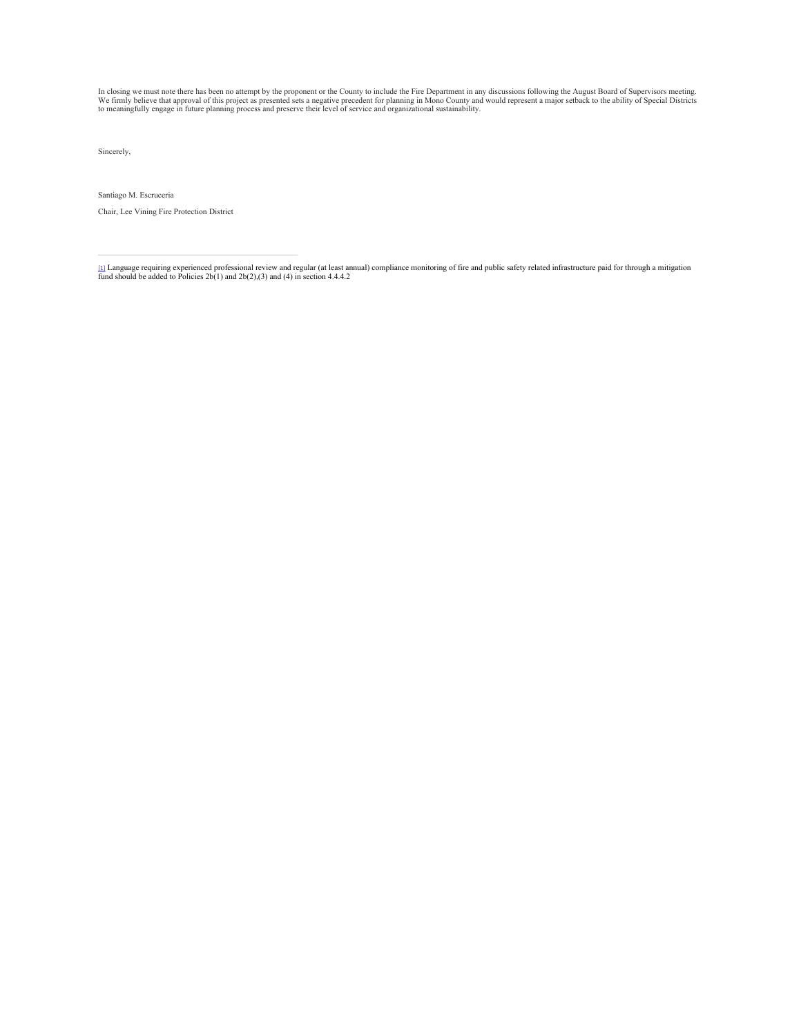In closing we must note there has been no attempt by the proponent or the County to include the Fire Department in any discussions following the August Board of Supervisors meeting. We firmly believe that approval of this project as presented sets a negative precedent for planning in Mono County and would represent a major setback to the ability of Special Districts to meaningfully engage in future planning process and preserve their level of service and organizational sustainability.

Sincerely,

Santiago M. Escruceria

Chair, Lee Vining Fire Protection District

---

[1] Language requiring experienced professional review and regular (at least annual) compliance monitoring of fire and public safety related infrastructure paid for through a mitigation fund should be added to Policies 2b(1) and 2b(2),(3) and (4) in section 4.4.4.2